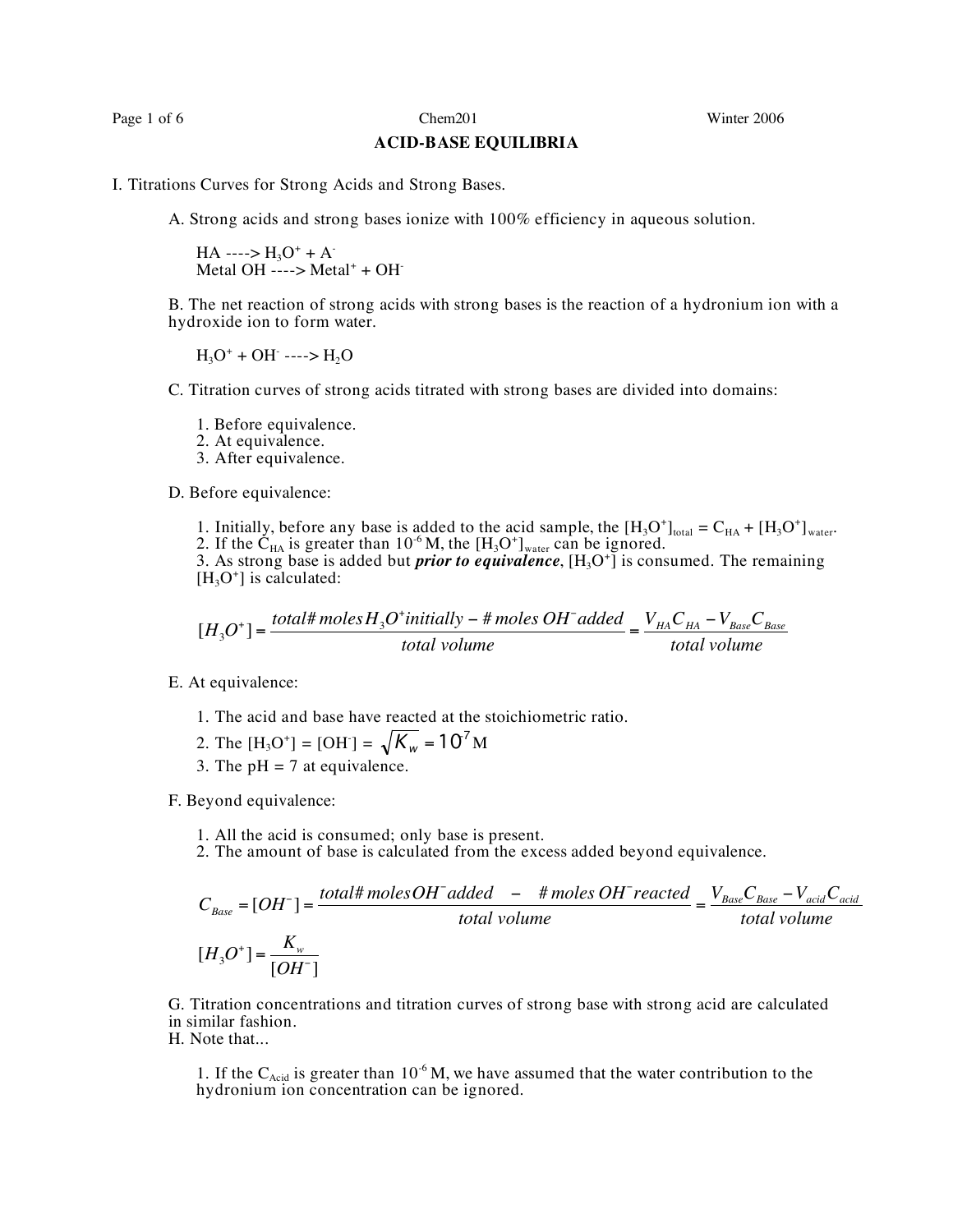# ACID-BASE EQUILIBRIA

## I. Titrations Curves for Strong Acids and Strong Bases.

A. Strong acids and strong bases ionize with 100% efficiency in aqueous solution.

$HA \longrightarrow H_3O^+ + A^-$
Metal OH $\longrightarrow$ Metal$^+$ + $OH^-$

B. The net reaction of strong acids with strong bases is the reaction of a hydronium ion with a hydroxide ion to form water.

$H_3O^+ + OH^- \longrightarrow H_2O$

C. Titration curves of strong acids titrated with strong bases are divided into domains:

1. Before equivalence.
2. At equivalence.
3. After equivalence.

D. Before equivalence:

1. Initially, before any base is added to the acid sample, the $[H_3O^+]_{total} = C_{HA} + [H_3O^+]_{water}$.
2. If the $C_{HA}$ is greater than $10^{-6}$ M, the $[H_3O^+]_{water}$ can be ignored.
3. As strong base is added but ***prior to equivalence***, $[H_3O^+]$ is consumed. The remaining $[H_3O^+]$ is calculated:

$$[H_3O^+] = \frac{total\#\ moles\ H_3O^+ initially - \#\ moles\ OH^- added}{total\ volume} = \frac{V_{HA}C_{HA} - V_{Base}C_{Base}}{total\ volume}$$

E. At equivalence:

1. The acid and base have reacted at the stoichiometric ratio.
2. The $[H_3O^+] = [OH^-] = \sqrt{K_w} = 10^7$ M
3. The pH = 7 at equivalence.

F. Beyond equivalence:

1. All the acid is consumed; only base is present.
2. The amount of base is calculated from the excess added beyond equivalence.

$$C_{Base} = [OH^-] = \frac{total\#\ moles\ OH^- added \quad - \quad \#\ moles\ OH^- reacted}{total\ volume} = \frac{V_{Base}C_{Base} - V_{acid}C_{acid}}{total\ volume}$$

$$[H_3O^+] = \frac{K_w}{[OH^-]}$$

G. Titration concentrations and titration curves of strong base with strong acid are calculated in similar fashion.
H. Note that...

1. If the $C_{Acid}$ is greater than $10^{-6}$ M, we have assumed that the water contribution to the hydronium ion concentration can be ignored.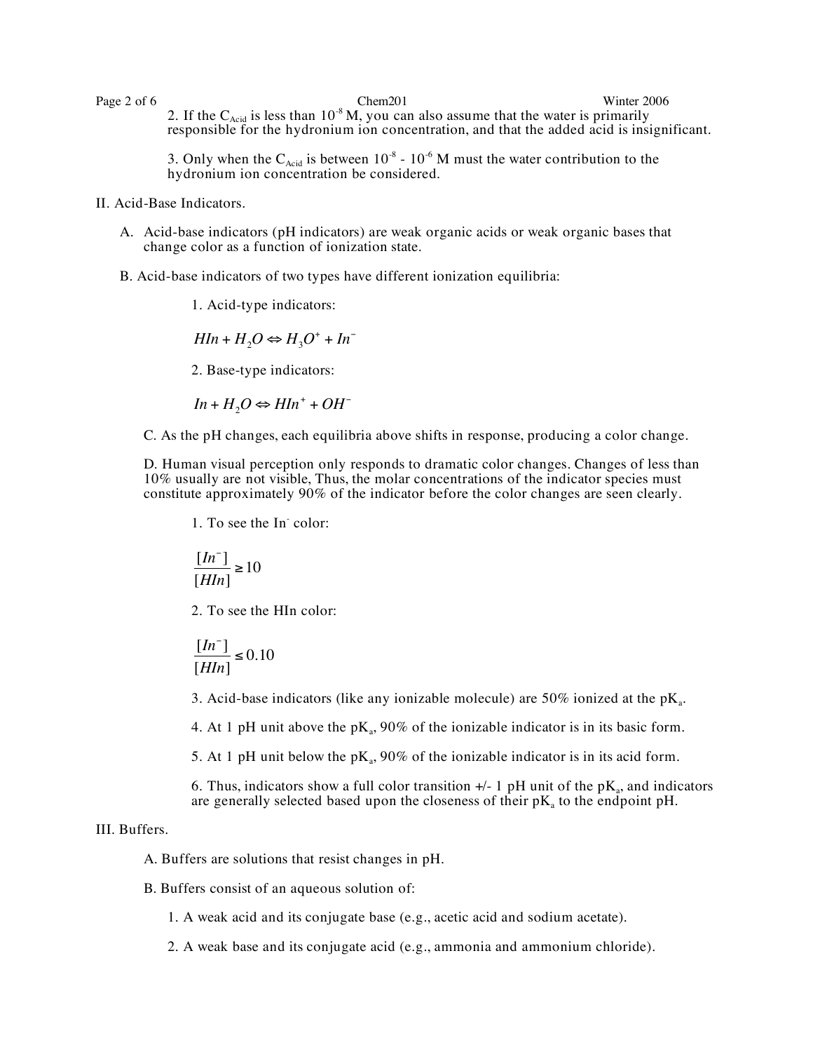2. If the $C_{Acid}$ is less than $10^{-8}$ M, you can also assume that the water is primarily responsible for the hydronium ion concentration, and that the added acid is insignificant.

3. Only when the $C_{Acid}$ is between $10^{-8}$ - $10^{-6}$ M must the water contribution to the hydronium ion concentration be considered.

II. Acid-Base Indicators.

A. Acid-base indicators (pH indicators) are weak organic acids or weak organic bases that change color as a function of ionization state.

B. Acid-base indicators of two types have different ionization equilibria:

1. Acid-type indicators:

$$HIn + H_2O \Leftrightarrow H_3O^+ + In^-$$

2. Base-type indicators:

$$In + H_2O \Leftrightarrow HIn^+ + OH^-$$

C. As the pH changes, each equilibria above shifts in response, producing a color change.

D. Human visual perception only responds to dramatic color changes. Changes of less than 10% usually are not visible, Thus, the molar concentrations of the indicator species must constitute approximately 90% of the indicator before the color changes are seen clearly.

1. To see the $In^-$ color:

$$\frac{[In^-]}{[HIn]} \geq 10$$

2. To see the HIn color:

$$\frac{[In^-]}{[HIn]} \leq 0.10$$

3. Acid-base indicators (like any ionizable molecule) are 50% ionized at the $pK_a$.

4. At 1 pH unit above the $pK_a$, 90% of the ionizable indicator is in its basic form.

5. At 1 pH unit below the $pK_a$, 90% of the ionizable indicator is in its acid form.

6. Thus, indicators show a full color transition +/- 1 pH unit of the $pK_a$, and indicators are generally selected based upon the closeness of their $pK_a$ to the endpoint pH.

III. Buffers.

A. Buffers are solutions that resist changes in pH.

B. Buffers consist of an aqueous solution of:

1. A weak acid and its conjugate base (e.g., acetic acid and sodium acetate).

2. A weak base and its conjugate acid (e.g., ammonia and ammonium chloride).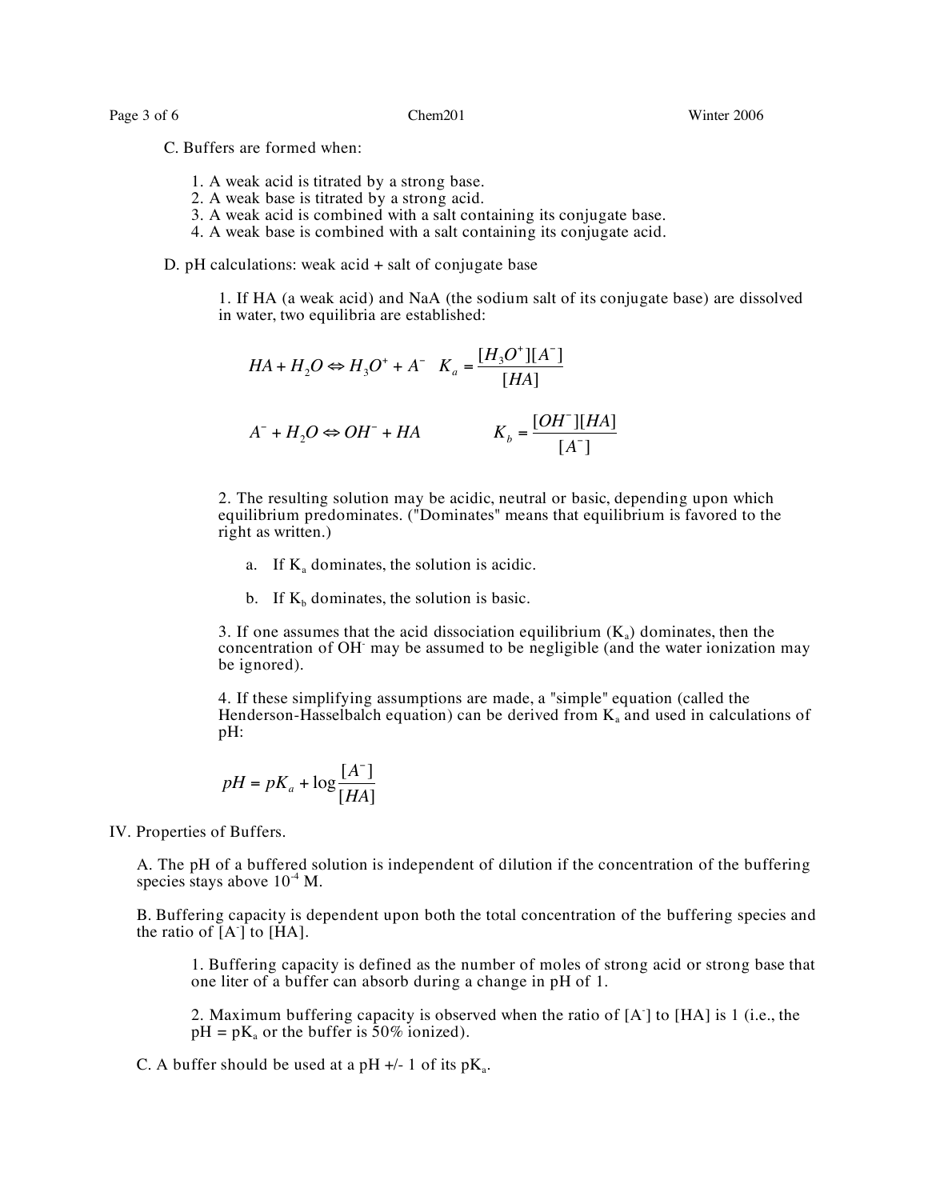C. Buffers are formed when:

1. A weak acid is titrated by a strong base.
2. A weak base is titrated by a strong acid.
3. A weak acid is combined with a salt containing its conjugate base.
4. A weak base is combined with a salt containing its conjugate acid.

D. pH calculations: weak acid + salt of conjugate base

1. If HA (a weak acid) and NaA (the sodium salt of its conjugate base) are dissolved in water, two equilibria are established:

$$HA + H_2O \Leftrightarrow H_3O^+ + A^- \quad K_a = \frac{[H_3O^+][A^-]}{[HA]}$$

$$A^- + H_2O \Leftrightarrow OH^- + HA \qquad K_b = \frac{[OH^-][HA]}{[A^-]}$$

2. The resulting solution may be acidic, neutral or basic, depending upon which equilibrium predominates. ("Dominates" means that equilibrium is favored to the right as written.)

   a. If $K_a$ dominates, the solution is acidic.

   b. If $K_b$ dominates, the solution is basic.

3. If one assumes that the acid dissociation equilibrium ($K_a$) dominates, then the concentration of $OH^-$ may be assumed to be negligible (and the water ionization may be ignored).

4. If these simplifying assumptions are made, a "simple" equation (called the Henderson-Hasselbalch equation) can be derived from $K_a$ and used in calculations of pH:

$$pH = pK_a + \log\frac{[A^-]}{[HA]}$$

IV. Properties of Buffers.

A. The pH of a buffered solution is independent of dilution if the concentration of the buffering species stays above $10^{-4}$ M.

B. Buffering capacity is dependent upon both the total concentration of the buffering species and the ratio of $[A^-]$ to [HA].

1. Buffering capacity is defined as the number of moles of strong acid or strong base that one liter of a buffer can absorb during a change in pH of 1.

2. Maximum buffering capacity is observed when the ratio of $[A^-]$ to [HA] is 1 (i.e., the pH = $pK_a$ or the buffer is 50% ionized).

C. A buffer should be used at a pH +/- 1 of its $pK_a$.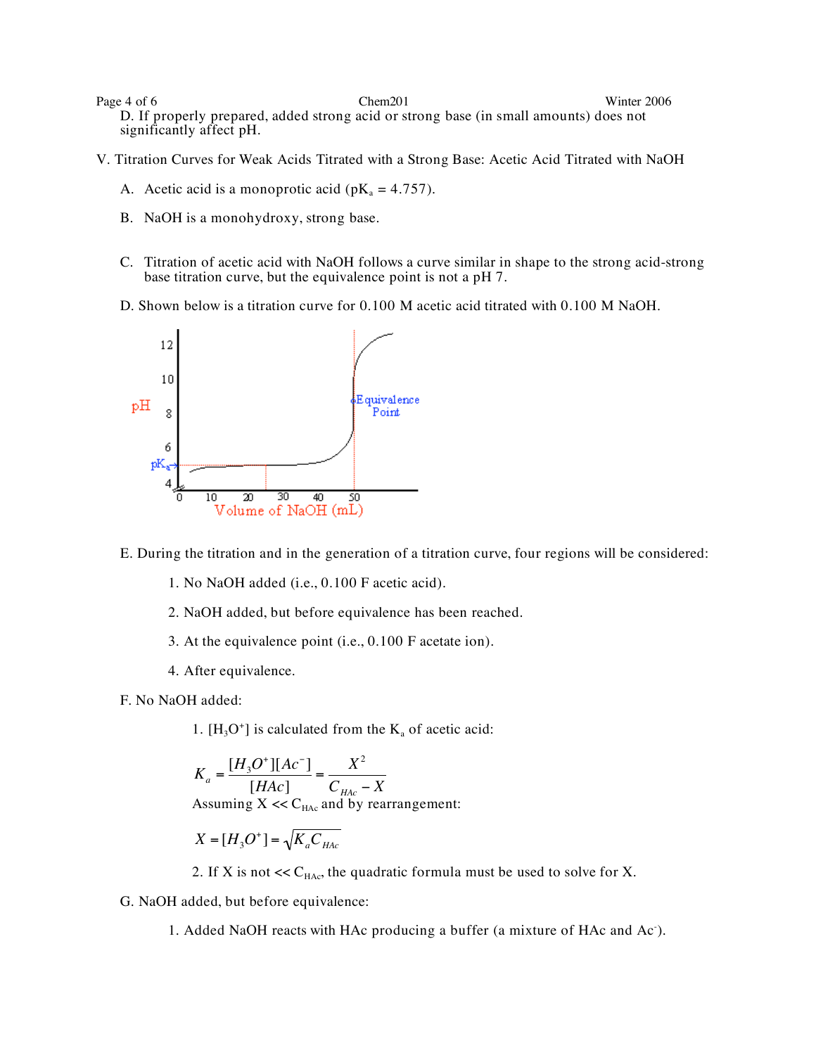D. If properly prepared, added strong acid or strong base (in small amounts) does not significantly affect pH.

V. Titration Curves for Weak Acids Titrated with a Strong Base: Acetic Acid Titrated with NaOH

A. Acetic acid is a monoprotic acid ($pK_a$ = 4.757).

B. NaOH is a monohydroxy, strong base.

C. Titration of acetic acid with NaOH follows a curve similar in shape to the strong acid-strong base titration curve, but the equivalence point is not a pH 7.

D. Shown below is a titration curve for 0.100 M acetic acid titrated with 0.100 M NaOH.

E. During the titration and in the generation of a titration curve, four regions will be considered:

1. No NaOH added (i.e., 0.100 F acetic acid).
2. NaOH added, but before equivalence has been reached.
3. At the equivalence point (i.e., 0.100 F acetate ion).
4. After equivalence.

F. No NaOH added:

1. $[H_3O^+]$ is calculated from the $K_a$ of acetic acid:

$$K_a = \frac{[H_3O^+][Ac^-]}{[HAc]} = \frac{X^2}{C_{HAc} - X}$$

Assuming $X << C_{HAc}$ and by rearrangement:

$$X = [H_3O^+] = \sqrt{K_a C_{HAc}}$$

2. If X is not $<< C_{HAc}$, the quadratic formula must be used to solve for X.

G. NaOH added, but before equivalence:

1. Added NaOH reacts with HAc producing a buffer (a mixture of HAc and $Ac^-$).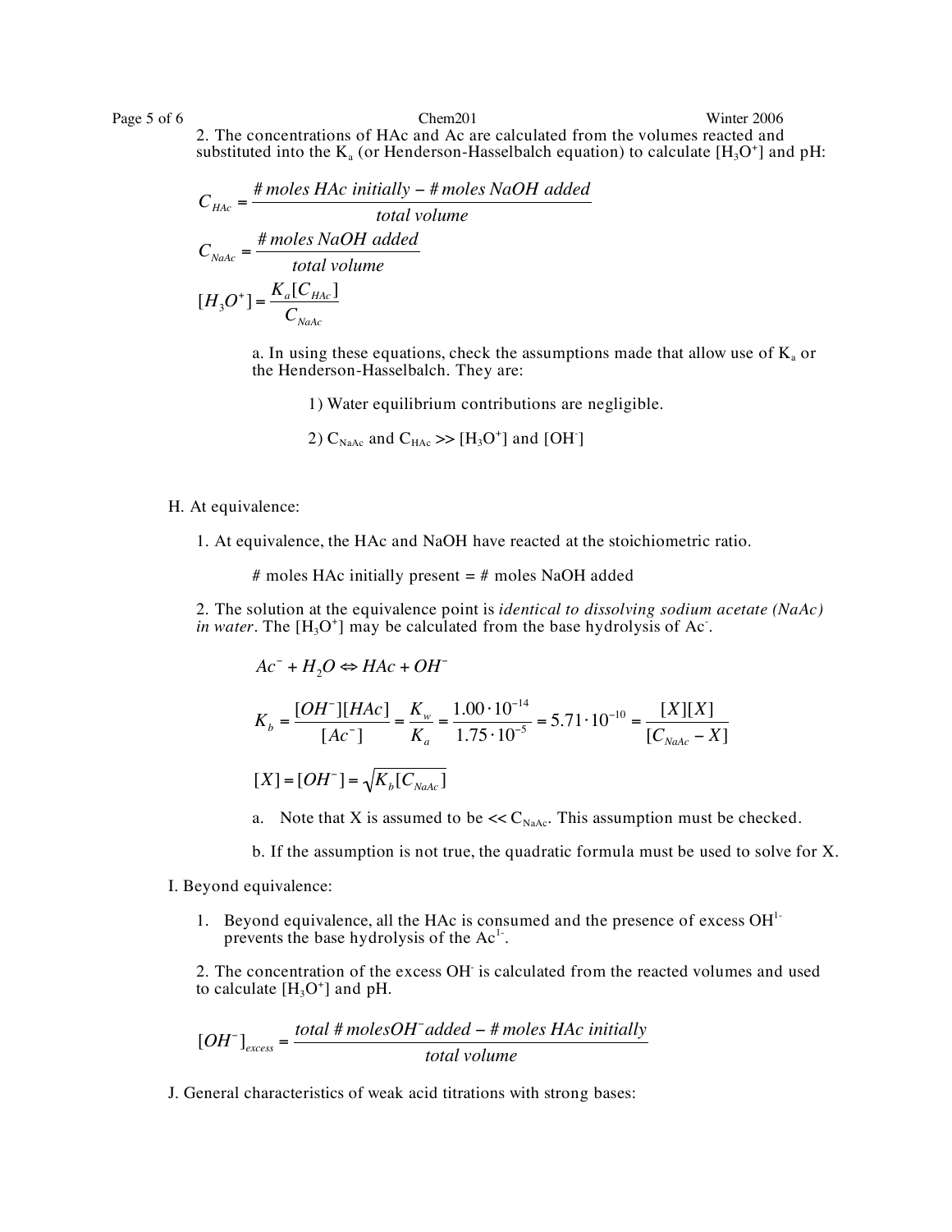2. The concentrations of HAc and Ac are calculated from the volumes reacted and substituted into the $K_a$ (or Henderson-Hasselbalch equation) to calculate $[H_3O^+]$ and pH:

$$C_{HAc} = \frac{\#\,moles\ HAc\ initially - \#\,moles\ NaOH\ added}{total\ volume}$$

$$C_{NaAc} = \frac{\#\,moles\ NaOH\ added}{total\ volume}$$

$$[H_3O^+] = \frac{K_a[C_{HAc}]}{C_{NaAc}}$$

a. In using these equations, check the assumptions made that allow use of $K_a$ or the Henderson-Hasselbalch. They are:

1) Water equilibrium contributions are negligible.

2) $C_{NaAc}$ and $C_{HAc} >> [H_3O^+]$ and $[OH^-]$

H. At equivalence:

1. At equivalence, the HAc and NaOH have reacted at the stoichiometric ratio.

# moles HAc initially present = # moles NaOH added

2. The solution at the equivalence point is *identical to dissolving sodium acetate (NaAc) in water*. The $[H_3O^+]$ may be calculated from the base hydrolysis of $Ac^-$.

$$Ac^- + H_2O \Leftrightarrow HAc + OH^-$$

$$K_b = \frac{[OH^-][HAc]}{[Ac^-]} = \frac{K_w}{K_a} = \frac{1.00 \cdot 10^{-14}}{1.75 \cdot 10^{-5}} = 5.71 \cdot 10^{-10} = \frac{[X][X]}{[C_{NaAc} - X]}$$

$$[X] = [OH^-] = \sqrt{K_b[C_{NaAc}]}$$

a. Note that X is assumed to be $<< C_{NaAc}$. This assumption must be checked.

b. If the assumption is not true, the quadratic formula must be used to solve for X.

I. Beyond equivalence:

1. Beyond equivalence, all the HAc is consumed and the presence of excess $OH^{1-}$ prevents the base hydrolysis of the $Ac^{1-}$.

2. The concentration of the excess $OH^-$ is calculated from the reacted volumes and used to calculate $[H_3O^+]$ and pH.

$$[OH^-]_{excess} = \frac{total\ \#\,moles OH^-\ added - \#\,moles\ HAc\ initially}{total\ volume}$$

J. General characteristics of weak acid titrations with strong bases: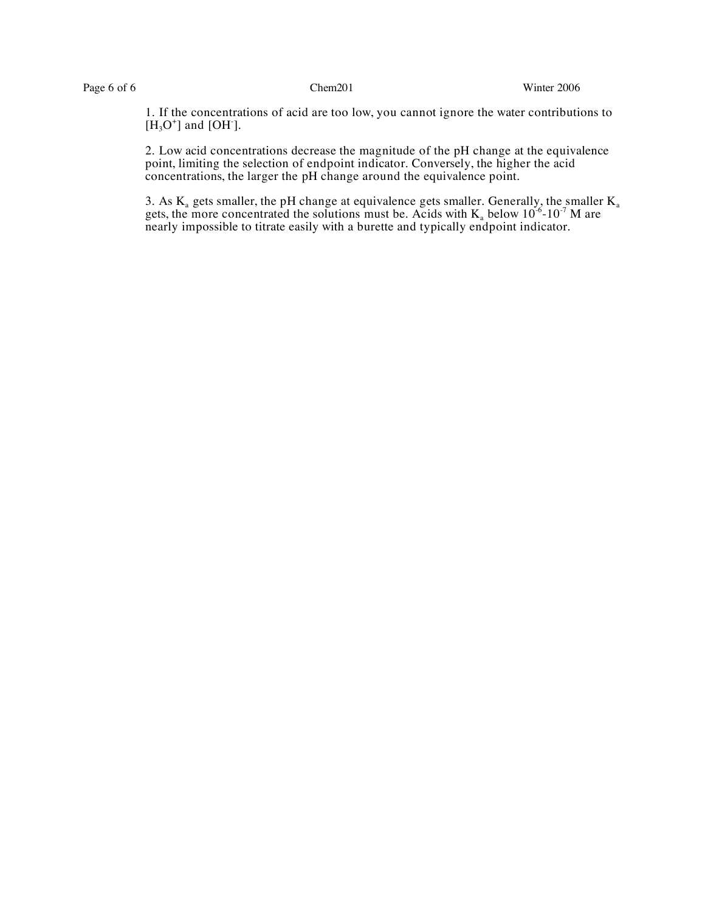1. If the concentrations of acid are too low, you cannot ignore the water contributions to $[H_3O^+]$ and $[OH^-]$.

2. Low acid concentrations decrease the magnitude of the pH change at the equivalence point, limiting the selection of endpoint indicator. Conversely, the higher the acid concentrations, the larger the pH change around the equivalence point.

3. As $K_a$ gets smaller, the pH change at equivalence gets smaller. Generally, the smaller $K_a$ gets, the more concentrated the solutions must be. Acids with $K_a$ below $10^{-6}$-$10^{-7}$ M are nearly impossible to titrate easily with a burette and typically endpoint indicator.